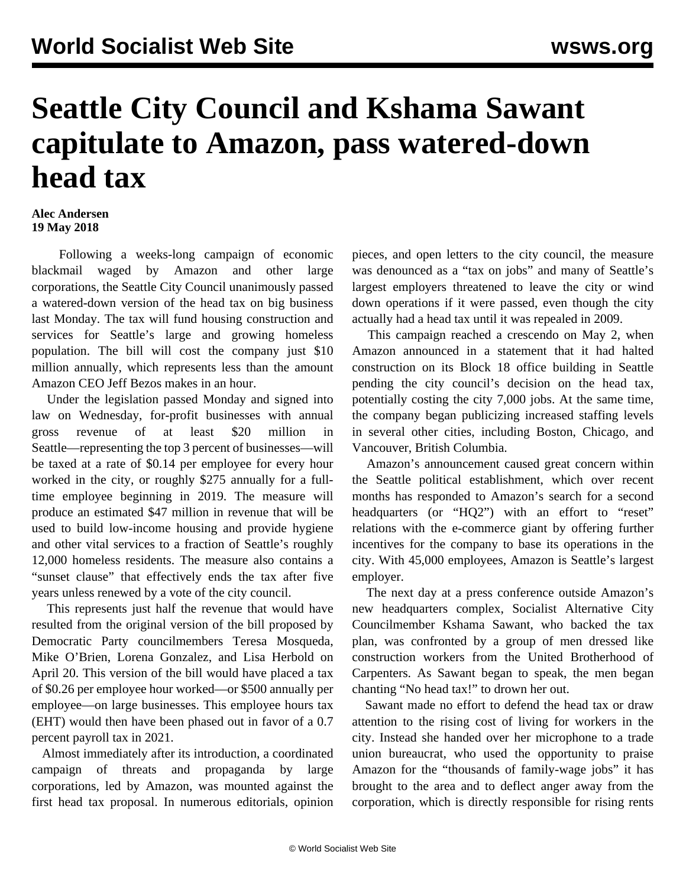# Seattle City Council and Kshama Sawant capitulate to Amazon, pass watered-down head tax

**Alec Andersen**
**19 May 2018**

Following a weeks-long campaign of economic blackmail waged by Amazon and other large corporations, the Seattle City Council unanimously passed a watered-down version of the head tax on big business last Monday. The tax will fund housing construction and services for Seattle's large and growing homeless population. The bill will cost the company just $10 million annually, which represents less than the amount Amazon CEO Jeff Bezos makes in an hour.

Under the legislation passed Monday and signed into law on Wednesday, for-profit businesses with annual gross revenue of at least $20 million in Seattle—representing the top 3 percent of businesses—will be taxed at a rate of $0.14 per employee for every hour worked in the city, or roughly $275 annually for a full-time employee beginning in 2019. The measure will produce an estimated $47 million in revenue that will be used to build low-income housing and provide hygiene and other vital services to a fraction of Seattle's roughly 12,000 homeless residents. The measure also contains a "sunset clause" that effectively ends the tax after five years unless renewed by a vote of the city council.

This represents just half the revenue that would have resulted from the original version of the bill proposed by Democratic Party councilmembers Teresa Mosqueda, Mike O'Brien, Lorena Gonzalez, and Lisa Herbold on April 20. This version of the bill would have placed a tax of $0.26 per employee hour worked—or $500 annually per employee—on large businesses. This employee hours tax (EHT) would then have been phased out in favor of a 0.7 percent payroll tax in 2021.

Almost immediately after its introduction, a coordinated campaign of threats and propaganda by large corporations, led by Amazon, was mounted against the first head tax proposal. In numerous editorials, opinion pieces, and open letters to the city council, the measure was denounced as a "tax on jobs" and many of Seattle's largest employers threatened to leave the city or wind down operations if it were passed, even though the city actually had a head tax until it was repealed in 2009.

This campaign reached a crescendo on May 2, when Amazon announced in a statement that it had halted construction on its Block 18 office building in Seattle pending the city council's decision on the head tax, potentially costing the city 7,000 jobs. At the same time, the company began publicizing increased staffing levels in several other cities, including Boston, Chicago, and Vancouver, British Columbia.

Amazon's announcement caused great concern within the Seattle political establishment, which over recent months has responded to Amazon's search for a second headquarters (or "HQ2") with an effort to "reset" relations with the e-commerce giant by offering further incentives for the company to base its operations in the city. With 45,000 employees, Amazon is Seattle's largest employer.

The next day at a press conference outside Amazon's new headquarters complex, Socialist Alternative City Councilmember Kshama Sawant, who backed the tax plan, was confronted by a group of men dressed like construction workers from the United Brotherhood of Carpenters. As Sawant began to speak, the men began chanting "No head tax!" to drown her out.

Sawant made no effort to defend the head tax or draw attention to the rising cost of living for workers in the city. Instead she handed over her microphone to a trade union bureaucrat, who used the opportunity to praise Amazon for the "thousands of family-wage jobs" it has brought to the area and to deflect anger away from the corporation, which is directly responsible for rising rents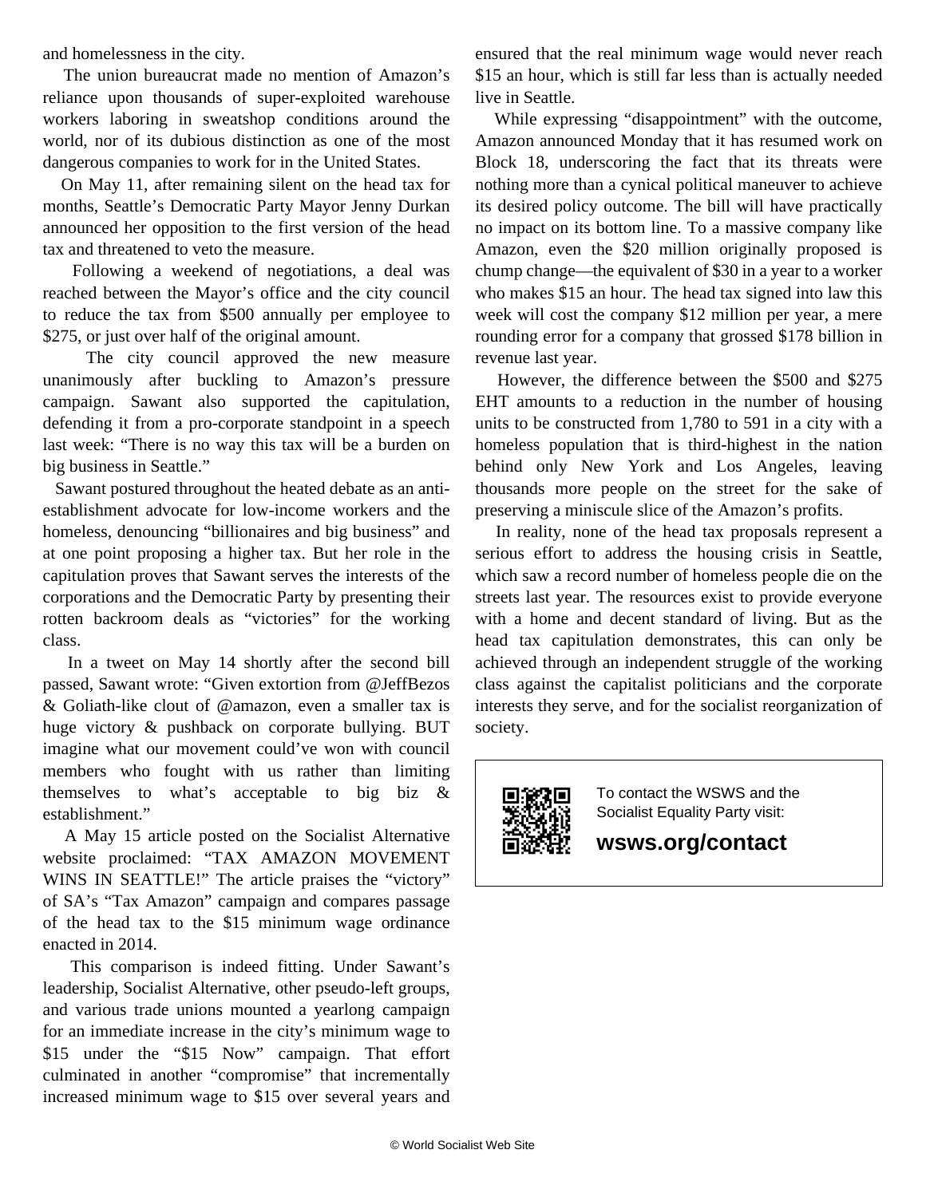and homelessness in the city.

The union bureaucrat made no mention of Amazon's reliance upon thousands of super-exploited warehouse workers laboring in sweatshop conditions around the world, nor of its dubious distinction as one of the most dangerous companies to work for in the United States.

On May 11, after remaining silent on the head tax for months, Seattle's Democratic Party Mayor Jenny Durkan announced her opposition to the first version of the head tax and threatened to veto the measure.

Following a weekend of negotiations, a deal was reached between the Mayor's office and the city council to reduce the tax from $500 annually per employee to $275, or just over half of the original amount.

The city council approved the new measure unanimously after buckling to Amazon's pressure campaign. Sawant also supported the capitulation, defending it from a pro-corporate standpoint in a speech last week: "There is no way this tax will be a burden on big business in Seattle."

Sawant postured throughout the heated debate as an anti-establishment advocate for low-income workers and the homeless, denouncing "billionaires and big business" and at one point proposing a higher tax. But her role in the capitulation proves that Sawant serves the interests of the corporations and the Democratic Party by presenting their rotten backroom deals as "victories" for the working class.

In a tweet on May 14 shortly after the second bill passed, Sawant wrote: "Given extortion from @JeffBezos & Goliath-like clout of @amazon, even a smaller tax is huge victory & pushback on corporate bullying. BUT imagine what our movement could've won with council members who fought with us rather than limiting themselves to what's acceptable to big biz & establishment."

A May 15 article posted on the Socialist Alternative website proclaimed: "TAX AMAZON MOVEMENT WINS IN SEATTLE!" The article praises the "victory" of SA's "Tax Amazon" campaign and compares passage of the head tax to the $15 minimum wage ordinance enacted in 2014.

This comparison is indeed fitting. Under Sawant's leadership, Socialist Alternative, other pseudo-left groups, and various trade unions mounted a yearlong campaign for an immediate increase in the city's minimum wage to $15 under the "$15 Now" campaign. That effort culminated in another "compromise" that incrementally increased minimum wage to $15 over several years and ensured that the real minimum wage would never reach $15 an hour, which is still far less than is actually needed live in Seattle.

While expressing "disappointment" with the outcome, Amazon announced Monday that it has resumed work on Block 18, underscoring the fact that its threats were nothing more than a cynical political maneuver to achieve its desired policy outcome. The bill will have practically no impact on its bottom line. To a massive company like Amazon, even the $20 million originally proposed is chump change—the equivalent of $30 in a year to a worker who makes $15 an hour. The head tax signed into law this week will cost the company $12 million per year, a mere rounding error for a company that grossed $178 billion in revenue last year.

However, the difference between the $500 and $275 EHT amounts to a reduction in the number of housing units to be constructed from 1,780 to 591 in a city with a homeless population that is third-highest in the nation behind only New York and Los Angeles, leaving thousands more people on the street for the sake of preserving a miniscule slice of the Amazon's profits.

In reality, none of the head tax proposals represent a serious effort to address the housing crisis in Seattle, which saw a record number of homeless people die on the streets last year. The resources exist to provide everyone with a home and decent standard of living. But as the head tax capitulation demonstrates, this can only be achieved through an independent struggle of the working class against the capitalist politicians and the corporate interests they serve, and for the socialist reorganization of society.

To contact the WSWS and the Socialist Equality Party visit:

**wsws.org/contact**